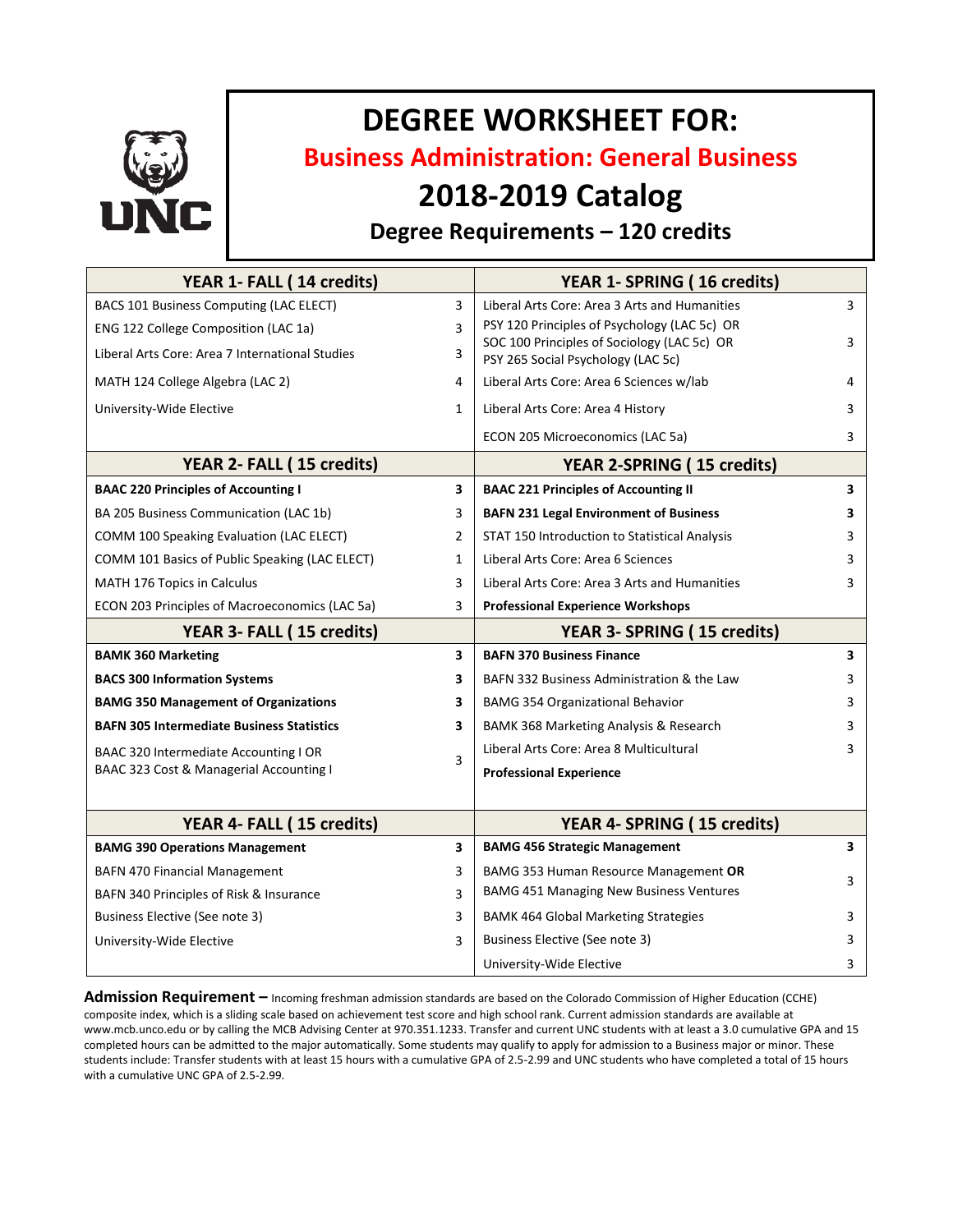# DEGREE WORKSHEET FOR:

## Business Administration: General Business

## 2018-2019 Catalog

### Degree Requirements – 120 credits

| YEAR 1- FALL ( 14 credits) | | YEAR 1- SPRING ( 16 credits) | |
|---|---|---|---|
| BACS 101 Business Computing (LAC ELECT) | 3 | Liberal Arts Core: Area 3 Arts and Humanities | 3 |
| ENG 122 College Composition (LAC 1a) | 3 | PSY 120 Principles of Psychology (LAC 5c) OR SOC 100 Principles of Sociology (LAC 5c) OR PSY 265 Social Psychology (LAC 5c) | 3 |
| Liberal Arts Core: Area 7 International Studies | 3 | Liberal Arts Core: Area 6 Sciences w/lab | 4 |
| MATH 124 College Algebra (LAC 2) | 4 | Liberal Arts Core: Area 4 History | 3 |
| University-Wide Elective | 1 | ECON 205 Microeconomics (LAC 5a) | 3 |
| **YEAR 2- FALL ( 15 credits)** | | **YEAR 2-SPRING ( 15 credits)** | |
| **BAAC 220 Principles of Accounting I** | **3** | **BAAC 221 Principles of Accounting II** | **3** |
| BA 205 Business Communication (LAC 1b) | 3 | **BAFN 231 Legal Environment of Business** | **3** |
| COMM 100 Speaking Evaluation (LAC ELECT) | 2 | STAT 150 Introduction to Statistical Analysis | 3 |
| COMM 101 Basics of Public Speaking (LAC ELECT) | 1 | Liberal Arts Core: Area 6 Sciences | 3 |
| MATH 176 Topics in Calculus | 3 | Liberal Arts Core: Area 3 Arts and Humanities | 3 |
| ECON 203 Principles of Macroeconomics (LAC 5a) | 3 | **Professional Experience Workshops** | |
| **YEAR 3- FALL ( 15 credits)** | | **YEAR 3- SPRING ( 15 credits)** | |
| **BAMK 360 Marketing** | **3** | **BAFN 370 Business Finance** | **3** |
| **BACS 300 Information Systems** | **3** | BAFN 332 Business Administration & the Law | 3 |
| **BAMG 350 Management of Organizations** | **3** | BAMG 354 Organizational Behavior | 3 |
| **BAFN 305 Intermediate Business Statistics** | **3** | BAMK 368 Marketing Analysis & Research | 3 |
| BAAC 320 Intermediate Accounting I OR BAAC 323 Cost & Managerial Accounting I | 3 | Liberal Arts Core: Area 8 Multicultural | 3 |
| | | **Professional Experience** | |
| **YEAR 4- FALL ( 15 credits)** | | **YEAR 4- SPRING ( 15 credits)** | |
| **BAMG 390 Operations Management** | **3** | **BAMG 456 Strategic Management** | **3** |
| BAFN 470 Financial Management | 3 | BAMG 353 Human Resource Management **OR** BAMG 451 Managing New Business Ventures | 3 |
| BAFN 340 Principles of Risk & Insurance | 3 | BAMK 464 Global Marketing Strategies | 3 |
| Business Elective (See note 3) | 3 | Business Elective (See note 3) | 3 |
| University-Wide Elective | 3 | University-Wide Elective | 3 |

**Admission Requirement –** Incoming freshman admission standards are based on the Colorado Commission of Higher Education (CCHE) composite index, which is a sliding scale based on achievement test score and high school rank. Current admission standards are available at www.mcb.unco.edu or by calling the MCB Advising Center at 970.351.1233. Transfer and current UNC students with at least a 3.0 cumulative GPA and 15 completed hours can be admitted to the major automatically. Some students may qualify to apply for admission to a Business major or minor. These students include: Transfer students with at least 15 hours with a cumulative GPA of 2.5-2.99 and UNC students who have completed a total of 15 hours with a cumulative UNC GPA of 2.5-2.99.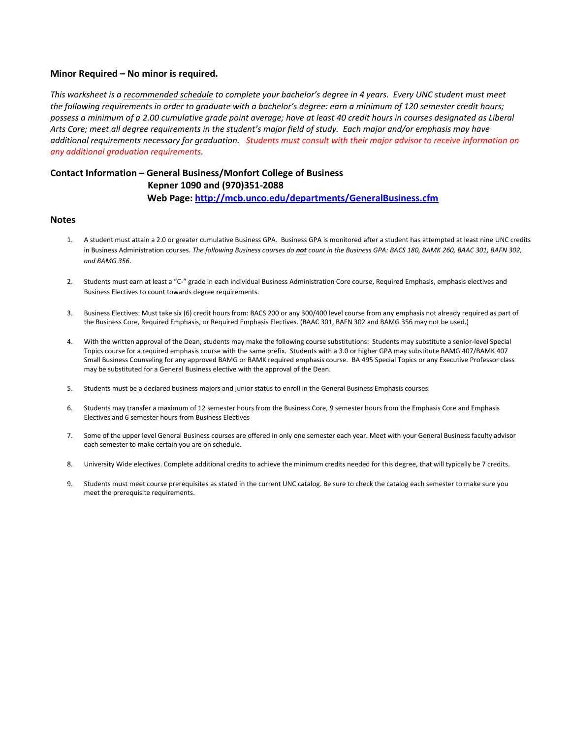**Minor Required – No minor is required.**

*This worksheet is a <u>recommended schedule</u> to complete your bachelor's degree in 4 years. Every UNC student must meet the following requirements in order to graduate with a bachelor's degree: earn a minimum of 120 semester credit hours; possess a minimum of a 2.00 cumulative grade point average; have at least 40 credit hours in courses designated as Liberal Arts Core; meet all degree requirements in the student's major field of study. Each major and/or emphasis may have additional requirements necessary for graduation. Students must consult with their major advisor to receive information on any additional graduation requirements.*

**Contact Information – General Business/Monfort College of Business**
**Kepner 1090 and (970)351-2088**
**Web Page: [http://mcb.unco.edu/departments/GeneralBusiness.cfm](http://mcb.unco.edu/departments/GeneralBusiness.cfm)**

**Notes**

1. A student must attain a 2.0 or greater cumulative Business GPA. Business GPA is monitored after a student has attempted at least nine UNC credits in Business Administration courses. *The following Business courses do **<u>not</u>** count in the Business GPA: BACS 180, BAMK 260, BAAC 301, BAFN 302, and BAMG 356*.

2. Students must earn at least a "C-" grade in each individual Business Administration Core course, Required Emphasis, emphasis electives and Business Electives to count towards degree requirements.

3. Business Electives: Must take six (6) credit hours from: BACS 200 or any 300/400 level course from any emphasis not already required as part of the Business Core, Required Emphasis, or Required Emphasis Electives. (BAAC 301, BAFN 302 and BAMG 356 may not be used.)

4. With the written approval of the Dean, students may make the following course substitutions: Students may substitute a senior-level Special Topics course for a required emphasis course with the same prefix. Students with a 3.0 or higher GPA may substitute BAMG 407/BAMK 407 Small Business Counseling for any approved BAMG or BAMK required emphasis course. BA 495 Special Topics or any Executive Professor class may be substituted for a General Business elective with the approval of the Dean.

5. Students must be a declared business majors and junior status to enroll in the General Business Emphasis courses.

6. Students may transfer a maximum of 12 semester hours from the Business Core, 9 semester hours from the Emphasis Core and Emphasis Electives and 6 semester hours from Business Electives

7. Some of the upper level General Business courses are offered in only one semester each year. Meet with your General Business faculty advisor each semester to make certain you are on schedule.

8. University Wide electives. Complete additional credits to achieve the minimum credits needed for this degree, that will typically be 7 credits.

9. Students must meet course prerequisites as stated in the current UNC catalog. Be sure to check the catalog each semester to make sure you meet the prerequisite requirements.